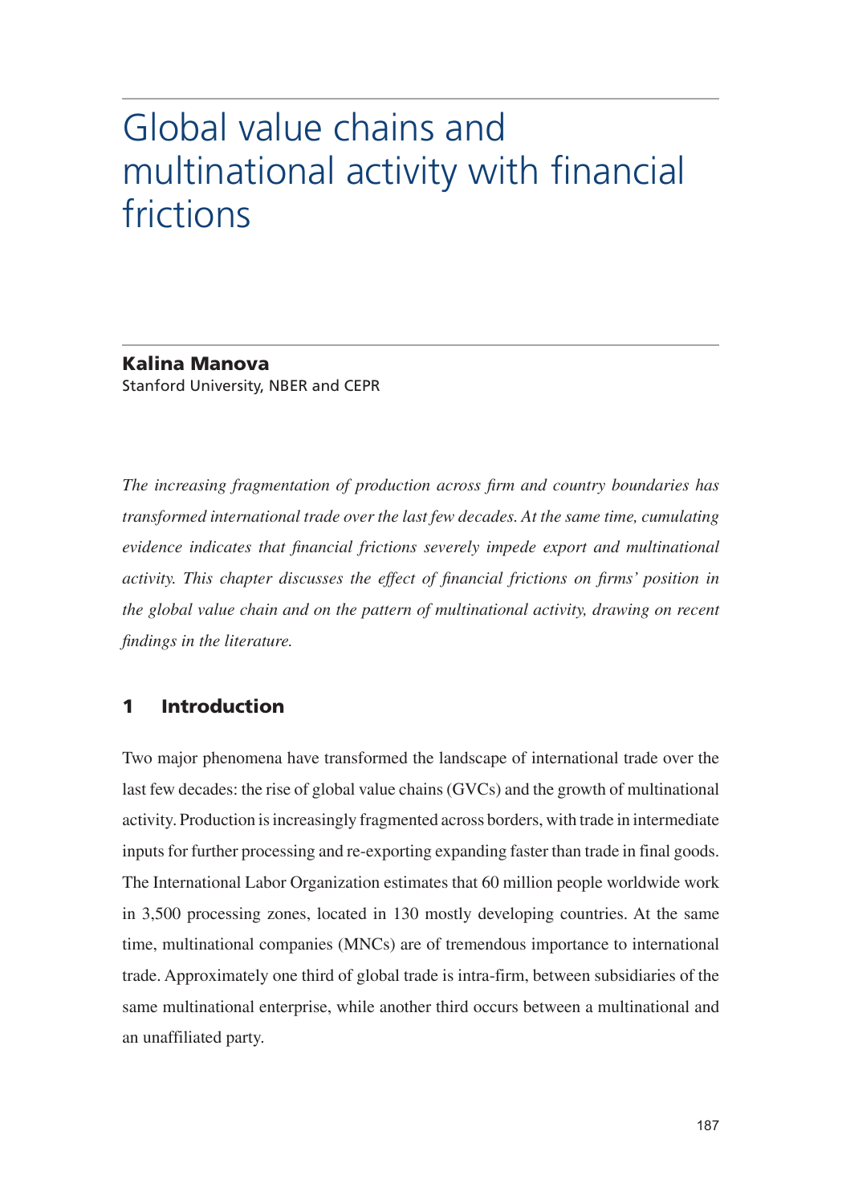# Global value chains and multinational activity with financial frictions

**Kalina Manova**
Stanford University, NBER and CEPR

*The increasing fragmentation of production across firm and country boundaries has transformed international trade over the last few decades. At the same time, cumulating evidence indicates that financial frictions severely impede export and multinational activity. This chapter discusses the effect of financial frictions on firms' position in the global value chain and on the pattern of multinational activity, drawing on recent findings in the literature.*

## 1 Introduction

Two major phenomena have transformed the landscape of international trade over the last few decades: the rise of global value chains (GVCs) and the growth of multinational activity. Production is increasingly fragmented across borders, with trade in intermediate inputs for further processing and re-exporting expanding faster than trade in final goods. The International Labor Organization estimates that 60 million people worldwide work in 3,500 processing zones, located in 130 mostly developing countries. At the same time, multinational companies (MNCs) are of tremendous importance to international trade. Approximately one third of global trade is intra-firm, between subsidiaries of the same multinational enterprise, while another third occurs between a multinational and an unaffiliated party.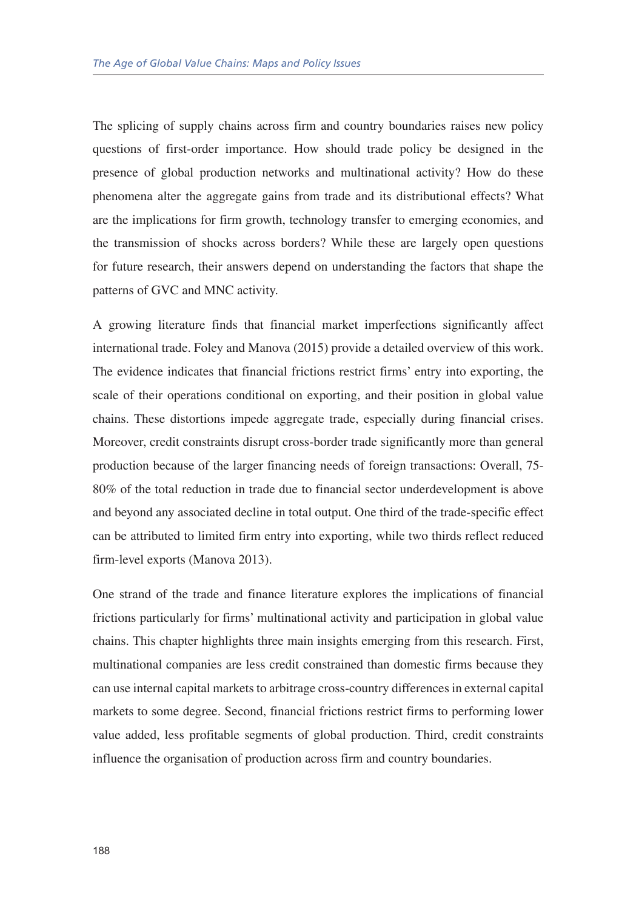The splicing of supply chains across firm and country boundaries raises new policy questions of first-order importance. How should trade policy be designed in the presence of global production networks and multinational activity? How do these phenomena alter the aggregate gains from trade and its distributional effects? What are the implications for firm growth, technology transfer to emerging economies, and the transmission of shocks across borders? While these are largely open questions for future research, their answers depend on understanding the factors that shape the patterns of GVC and MNC activity.

A growing literature finds that financial market imperfections significantly affect international trade. Foley and Manova (2015) provide a detailed overview of this work. The evidence indicates that financial frictions restrict firms' entry into exporting, the scale of their operations conditional on exporting, and their position in global value chains. These distortions impede aggregate trade, especially during financial crises. Moreover, credit constraints disrupt cross-border trade significantly more than general production because of the larger financing needs of foreign transactions: Overall, 75-80% of the total reduction in trade due to financial sector underdevelopment is above and beyond any associated decline in total output. One third of the trade-specific effect can be attributed to limited firm entry into exporting, while two thirds reflect reduced firm-level exports (Manova 2013).

One strand of the trade and finance literature explores the implications of financial frictions particularly for firms' multinational activity and participation in global value chains. This chapter highlights three main insights emerging from this research. First, multinational companies are less credit constrained than domestic firms because they can use internal capital markets to arbitrage cross-country differences in external capital markets to some degree. Second, financial frictions restrict firms to performing lower value added, less profitable segments of global production. Third, credit constraints influence the organisation of production across firm and country boundaries.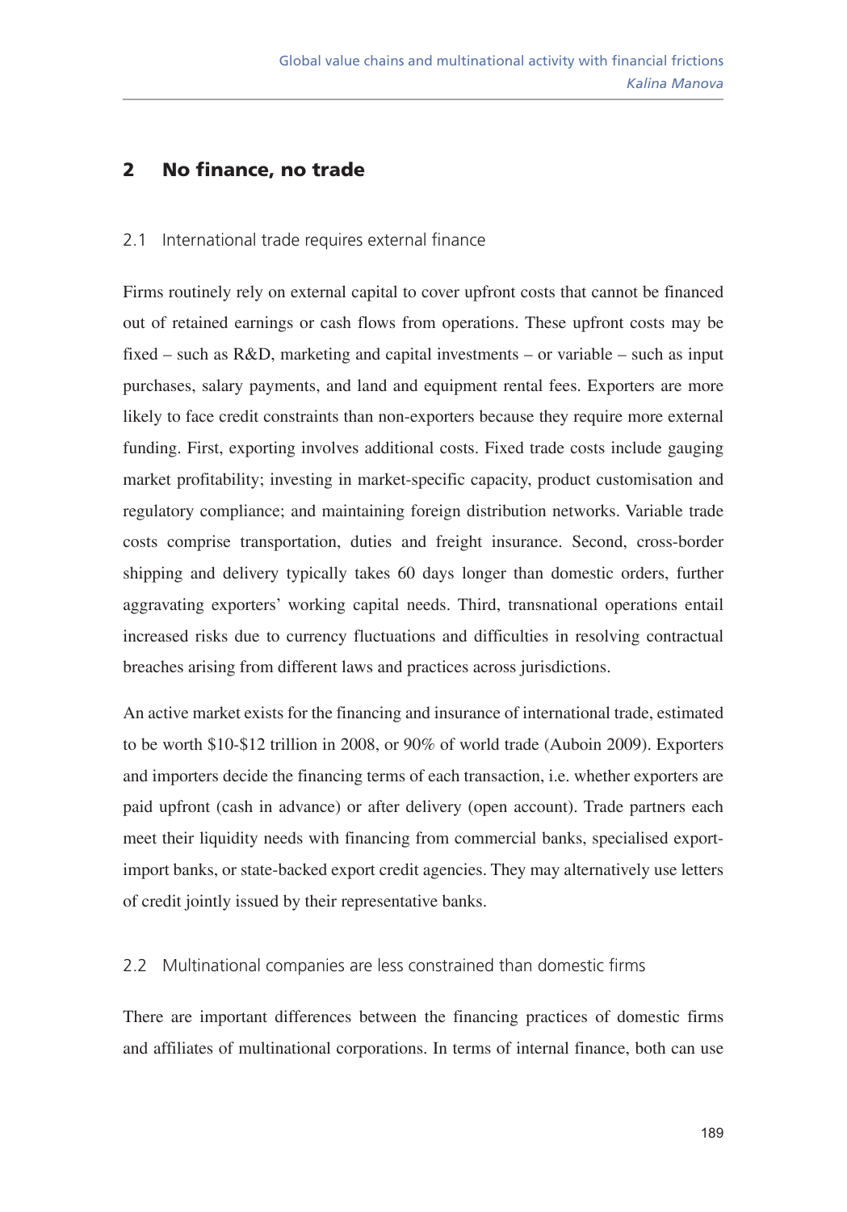## 2 No finance, no trade

### 2.1 International trade requires external finance

Firms routinely rely on external capital to cover upfront costs that cannot be financed out of retained earnings or cash flows from operations. These upfront costs may be fixed – such as R&D, marketing and capital investments – or variable – such as input purchases, salary payments, and land and equipment rental fees. Exporters are more likely to face credit constraints than non-exporters because they require more external funding. First, exporting involves additional costs. Fixed trade costs include gauging market profitability; investing in market-specific capacity, product customisation and regulatory compliance; and maintaining foreign distribution networks. Variable trade costs comprise transportation, duties and freight insurance. Second, cross-border shipping and delivery typically takes 60 days longer than domestic orders, further aggravating exporters' working capital needs. Third, transnational operations entail increased risks due to currency fluctuations and difficulties in resolving contractual breaches arising from different laws and practices across jurisdictions.

An active market exists for the financing and insurance of international trade, estimated to be worth $10-$12 trillion in 2008, or 90% of world trade (Auboin 2009). Exporters and importers decide the financing terms of each transaction, i.e. whether exporters are paid upfront (cash in advance) or after delivery (open account). Trade partners each meet their liquidity needs with financing from commercial banks, specialised export-import banks, or state-backed export credit agencies. They may alternatively use letters of credit jointly issued by their representative banks.

### 2.2 Multinational companies are less constrained than domestic firms

There are important differences between the financing practices of domestic firms and affiliates of multinational corporations. In terms of internal finance, both can use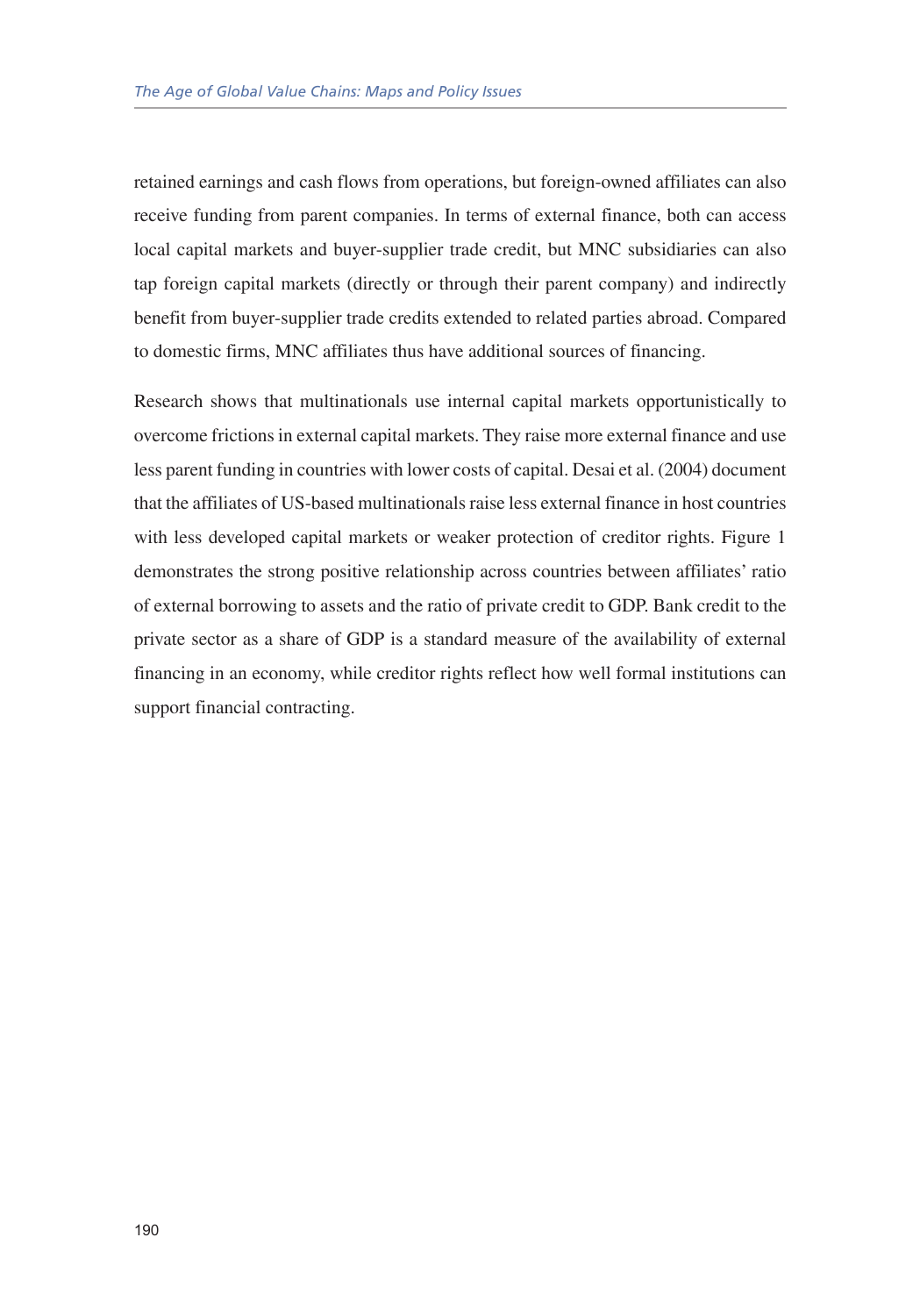retained earnings and cash flows from operations, but foreign-owned affiliates can also receive funding from parent companies. In terms of external finance, both can access local capital markets and buyer-supplier trade credit, but MNC subsidiaries can also tap foreign capital markets (directly or through their parent company) and indirectly benefit from buyer-supplier trade credits extended to related parties abroad. Compared to domestic firms, MNC affiliates thus have additional sources of financing.

Research shows that multinationals use internal capital markets opportunistically to overcome frictions in external capital markets. They raise more external finance and use less parent funding in countries with lower costs of capital. Desai et al. (2004) document that the affiliates of US-based multinationals raise less external finance in host countries with less developed capital markets or weaker protection of creditor rights. Figure 1 demonstrates the strong positive relationship across countries between affiliates' ratio of external borrowing to assets and the ratio of private credit to GDP. Bank credit to the private sector as a share of GDP is a standard measure of the availability of external financing in an economy, while creditor rights reflect how well formal institutions can support financial contracting.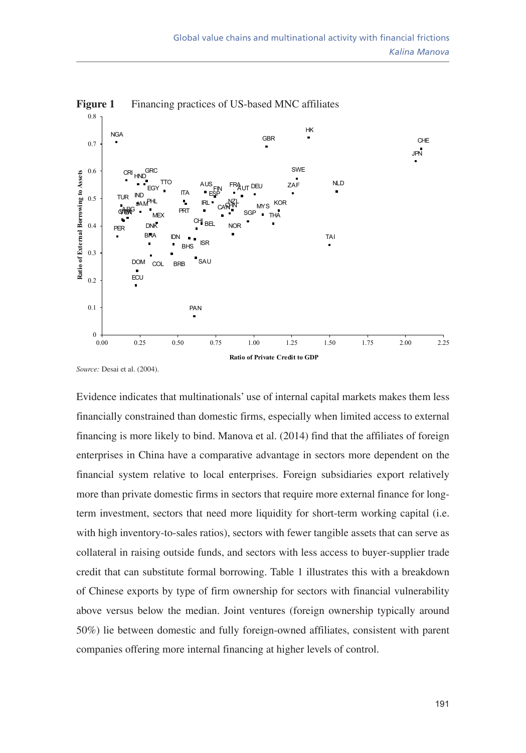**Figure 1** Financing practices of US-based MNC affiliates

*Source:* Desai et al. (2004).

Evidence indicates that multinationals' use of internal capital markets makes them less financially constrained than domestic firms, especially when limited access to external financing is more likely to bind. Manova et al. (2014) find that the affiliates of foreign enterprises in China have a comparative advantage in sectors more dependent on the financial system relative to local enterprises. Foreign subsidiaries export relatively more than private domestic firms in sectors that require more external finance for long-term investment, sectors that need more liquidity for short-term working capital (i.e. with high inventory-to-sales ratios), sectors with fewer tangible assets that can serve as collateral in raising outside funds, and sectors with less access to buyer-supplier trade credit that can substitute formal borrowing. Table 1 illustrates this with a breakdown of Chinese exports by type of firm ownership for sectors with financial vulnerability above versus below the median. Joint ventures (foreign ownership typically around 50%) lie between domestic and fully foreign-owned affiliates, consistent with parent companies offering more internal financing at higher levels of control.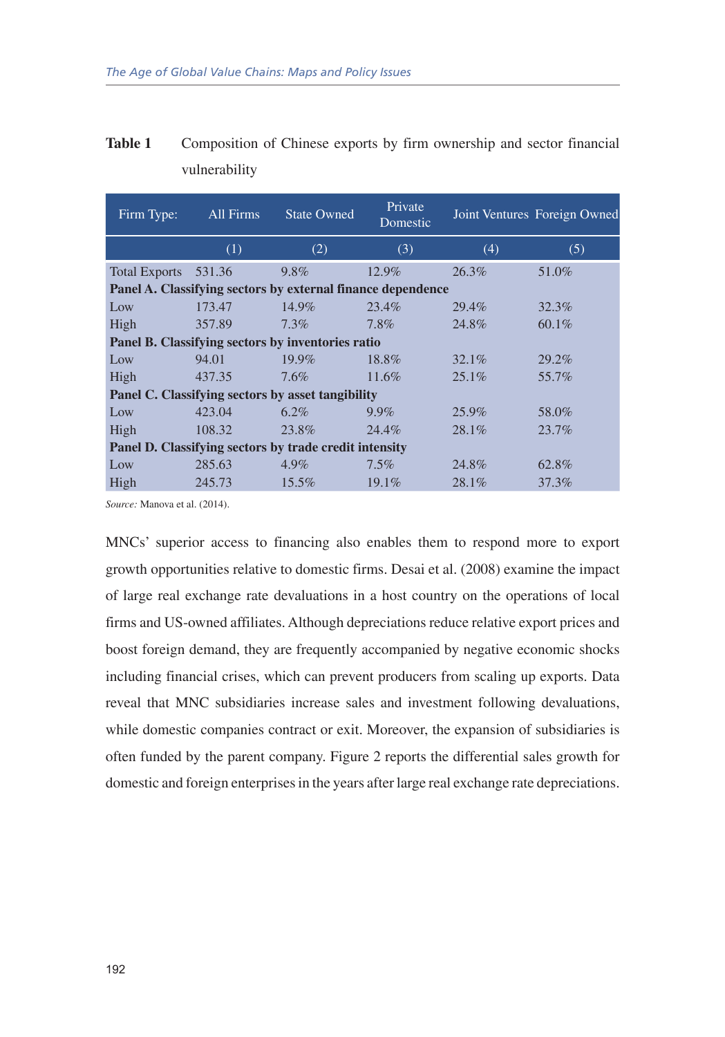**Table 1** Composition of Chinese exports by firm ownership and sector financial vulnerability

| Firm Type: | All Firms | State Owned | Private Domestic | Joint Ventures | Foreign Owned |
|---|---|---|---|---|---|
| | (1) | (2) | (3) | (4) | (5) |
| Total Exports | 531.36 | 9.8% | 12.9% | 26.3% | 51.0% |
| **Panel A. Classifying sectors by external finance dependence** | | | | | |
| Low | 173.47 | 14.9% | 23.4% | 29.4% | 32.3% |
| High | 357.89 | 7.3% | 7.8% | 24.8% | 60.1% |
| **Panel B. Classifying sectors by inventories ratio** | | | | | |
| Low | 94.01 | 19.9% | 18.8% | 32.1% | 29.2% |
| High | 437.35 | 7.6% | 11.6% | 25.1% | 55.7% |
| **Panel C. Classifying sectors by asset tangibility** | | | | | |
| Low | 423.04 | 6.2% | 9.9% | 25.9% | 58.0% |
| High | 108.32 | 23.8% | 24.4% | 28.1% | 23.7% |
| **Panel D. Classifying sectors by trade credit intensity** | | | | | |
| Low | 285.63 | 4.9% | 7.5% | 24.8% | 62.8% |
| High | 245.73 | 15.5% | 19.1% | 28.1% | 37.3% |

*Source:* Manova et al. (2014).

MNCs' superior access to financing also enables them to respond more to export growth opportunities relative to domestic firms. Desai et al. (2008) examine the impact of large real exchange rate devaluations in a host country on the operations of local firms and US-owned affiliates. Although depreciations reduce relative export prices and boost foreign demand, they are frequently accompanied by negative economic shocks including financial crises, which can prevent producers from scaling up exports. Data reveal that MNC subsidiaries increase sales and investment following devaluations, while domestic companies contract or exit. Moreover, the expansion of subsidiaries is often funded by the parent company. Figure 2 reports the differential sales growth for domestic and foreign enterprises in the years after large real exchange rate depreciations.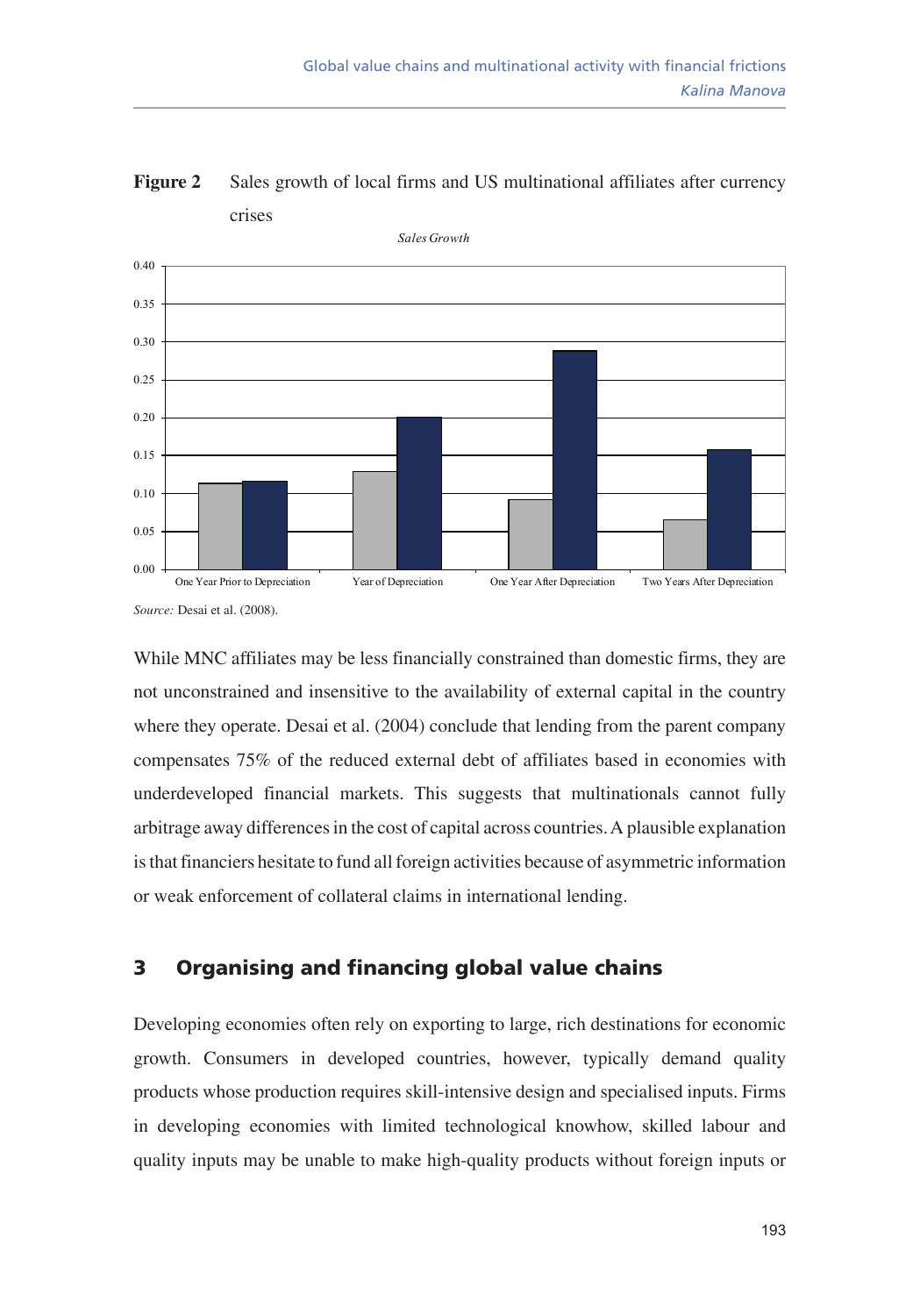**Figure 2** Sales growth of local firms and US multinational affiliates after currency crises

*Source:* Desai et al. (2008).

While MNC affiliates may be less financially constrained than domestic firms, they are not unconstrained and insensitive to the availability of external capital in the country where they operate. Desai et al. (2004) conclude that lending from the parent company compensates 75% of the reduced external debt of affiliates based in economies with underdeveloped financial markets. This suggests that multinationals cannot fully arbitrage away differences in the cost of capital across countries. A plausible explanation is that financiers hesitate to fund all foreign activities because of asymmetric information or weak enforcement of collateral claims in international lending.

## 3 Organising and financing global value chains

Developing economies often rely on exporting to large, rich destinations for economic growth. Consumers in developed countries, however, typically demand quality products whose production requires skill-intensive design and specialised inputs. Firms in developing economies with limited technological knowhow, skilled labour and quality inputs may be unable to make high-quality products without foreign inputs or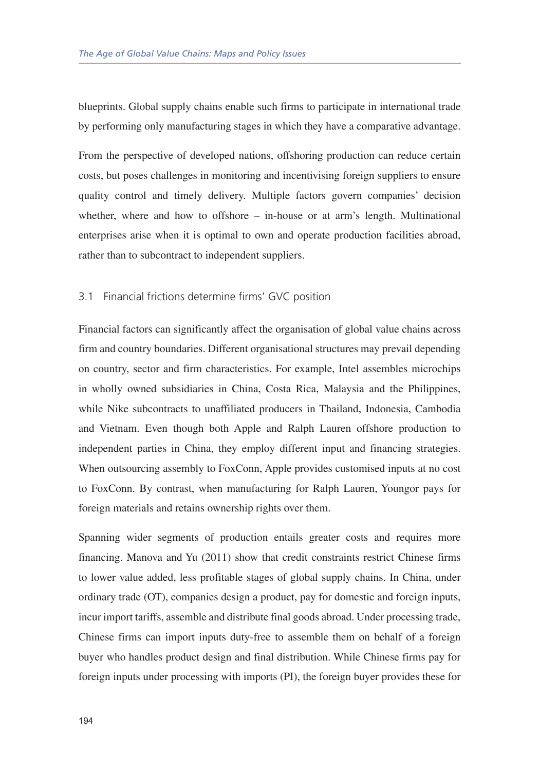blueprints. Global supply chains enable such firms to participate in international trade by performing only manufacturing stages in which they have a comparative advantage.

From the perspective of developed nations, offshoring production can reduce certain costs, but poses challenges in monitoring and incentivising foreign suppliers to ensure quality control and timely delivery. Multiple factors govern companies' decision whether, where and how to offshore – in-house or at arm's length. Multinational enterprises arise when it is optimal to own and operate production facilities abroad, rather than to subcontract to independent suppliers.

## 3.1 Financial frictions determine firms' GVC position

Financial factors can significantly affect the organisation of global value chains across firm and country boundaries. Different organisational structures may prevail depending on country, sector and firm characteristics. For example, Intel assembles microchips in wholly owned subsidiaries in China, Costa Rica, Malaysia and the Philippines, while Nike subcontracts to unaffiliated producers in Thailand, Indonesia, Cambodia and Vietnam. Even though both Apple and Ralph Lauren offshore production to independent parties in China, they employ different input and financing strategies. When outsourcing assembly to FoxConn, Apple provides customised inputs at no cost to FoxConn. By contrast, when manufacturing for Ralph Lauren, Youngor pays for foreign materials and retains ownership rights over them.

Spanning wider segments of production entails greater costs and requires more financing. Manova and Yu (2011) show that credit constraints restrict Chinese firms to lower value added, less profitable stages of global supply chains. In China, under ordinary trade (OT), companies design a product, pay for domestic and foreign inputs, incur import tariffs, assemble and distribute final goods abroad. Under processing trade, Chinese firms can import inputs duty-free to assemble them on behalf of a foreign buyer who handles product design and final distribution. While Chinese firms pay for foreign inputs under processing with imports (PI), the foreign buyer provides these for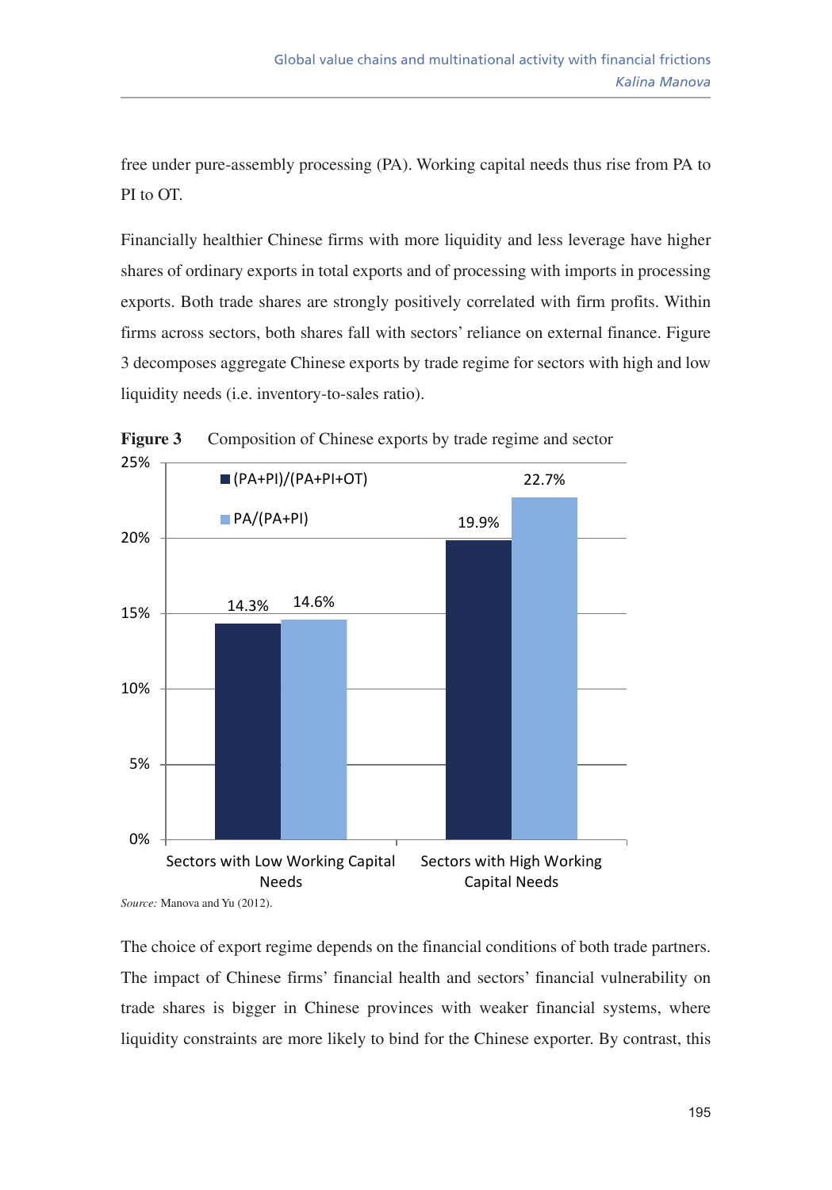free under pure-assembly processing (PA). Working capital needs thus rise from PA to PI to OT.

Financially healthier Chinese firms with more liquidity and less leverage have higher shares of ordinary exports in total exports and of processing with imports in processing exports. Both trade shares are strongly positively correlated with firm profits. Within firms across sectors, both shares fall with sectors' reliance on external finance. Figure 3 decomposes aggregate Chinese exports by trade regime for sectors with high and low liquidity needs (i.e. inventory-to-sales ratio).

**Figure 3** Composition of Chinese exports by trade regime and sector

| | (PA+PI)/(PA+PI+OT) | PA/(PA+PI) |
|---|---|---|
| Sectors with Low Working Capital Needs | 14.3% | 14.6% |
| Sectors with High Working Capital Needs | 19.9% | 22.7% |

*Source:* Manova and Yu (2012).

The choice of export regime depends on the financial conditions of both trade partners. The impact of Chinese firms' financial health and sectors' financial vulnerability on trade shares is bigger in Chinese provinces with weaker financial systems, where liquidity constraints are more likely to bind for the Chinese exporter. By contrast, this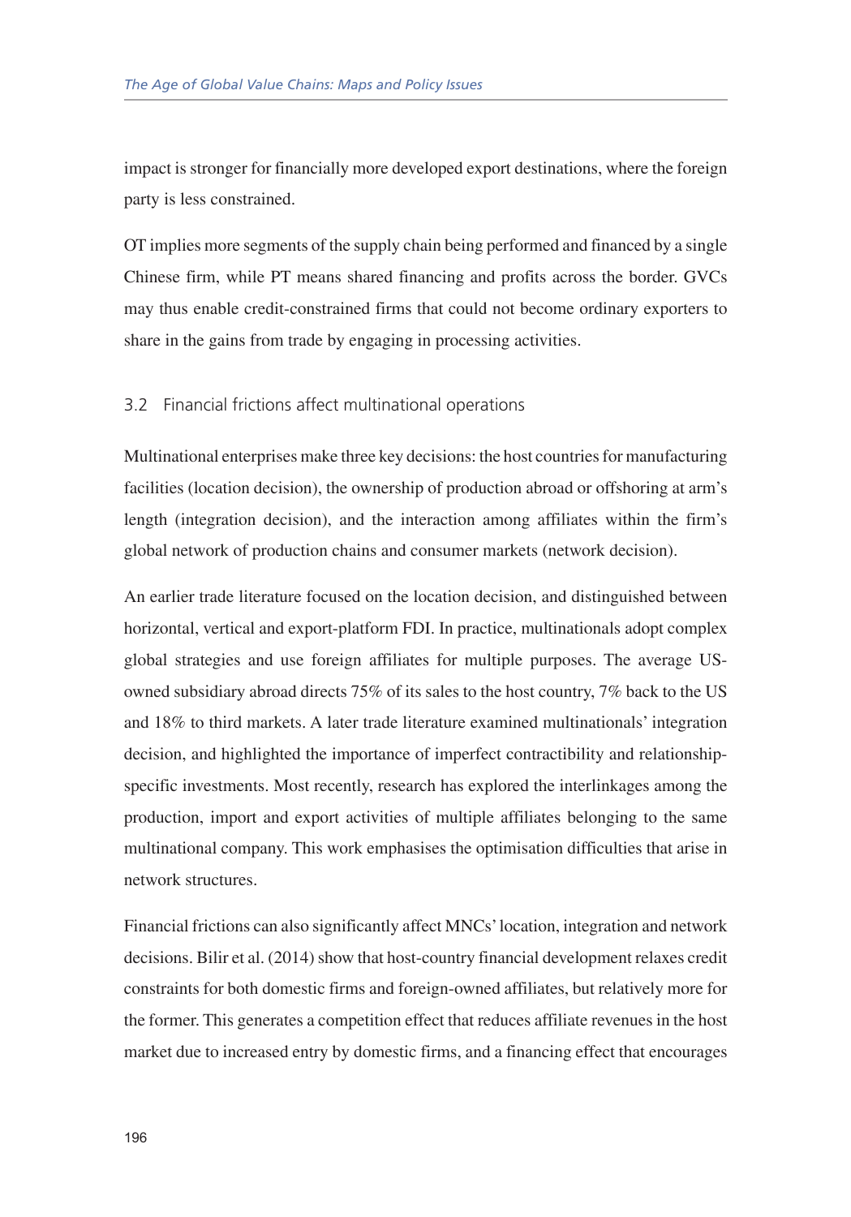impact is stronger for financially more developed export destinations, where the foreign party is less constrained.

OT implies more segments of the supply chain being performed and financed by a single Chinese firm, while PT means shared financing and profits across the border. GVCs may thus enable credit-constrained firms that could not become ordinary exporters to share in the gains from trade by engaging in processing activities.

### 3.2 Financial frictions affect multinational operations

Multinational enterprises make three key decisions: the host countries for manufacturing facilities (location decision), the ownership of production abroad or offshoring at arm's length (integration decision), and the interaction among affiliates within the firm's global network of production chains and consumer markets (network decision).

An earlier trade literature focused on the location decision, and distinguished between horizontal, vertical and export-platform FDI. In practice, multinationals adopt complex global strategies and use foreign affiliates for multiple purposes. The average US-owned subsidiary abroad directs 75% of its sales to the host country, 7% back to the US and 18% to third markets. A later trade literature examined multinationals' integration decision, and highlighted the importance of imperfect contractibility and relationship-specific investments. Most recently, research has explored the interlinkages among the production, import and export activities of multiple affiliates belonging to the same multinational company. This work emphasises the optimisation difficulties that arise in network structures.

Financial frictions can also significantly affect MNCs' location, integration and network decisions. Bilir et al. (2014) show that host-country financial development relaxes credit constraints for both domestic firms and foreign-owned affiliates, but relatively more for the former. This generates a competition effect that reduces affiliate revenues in the host market due to increased entry by domestic firms, and a financing effect that encourages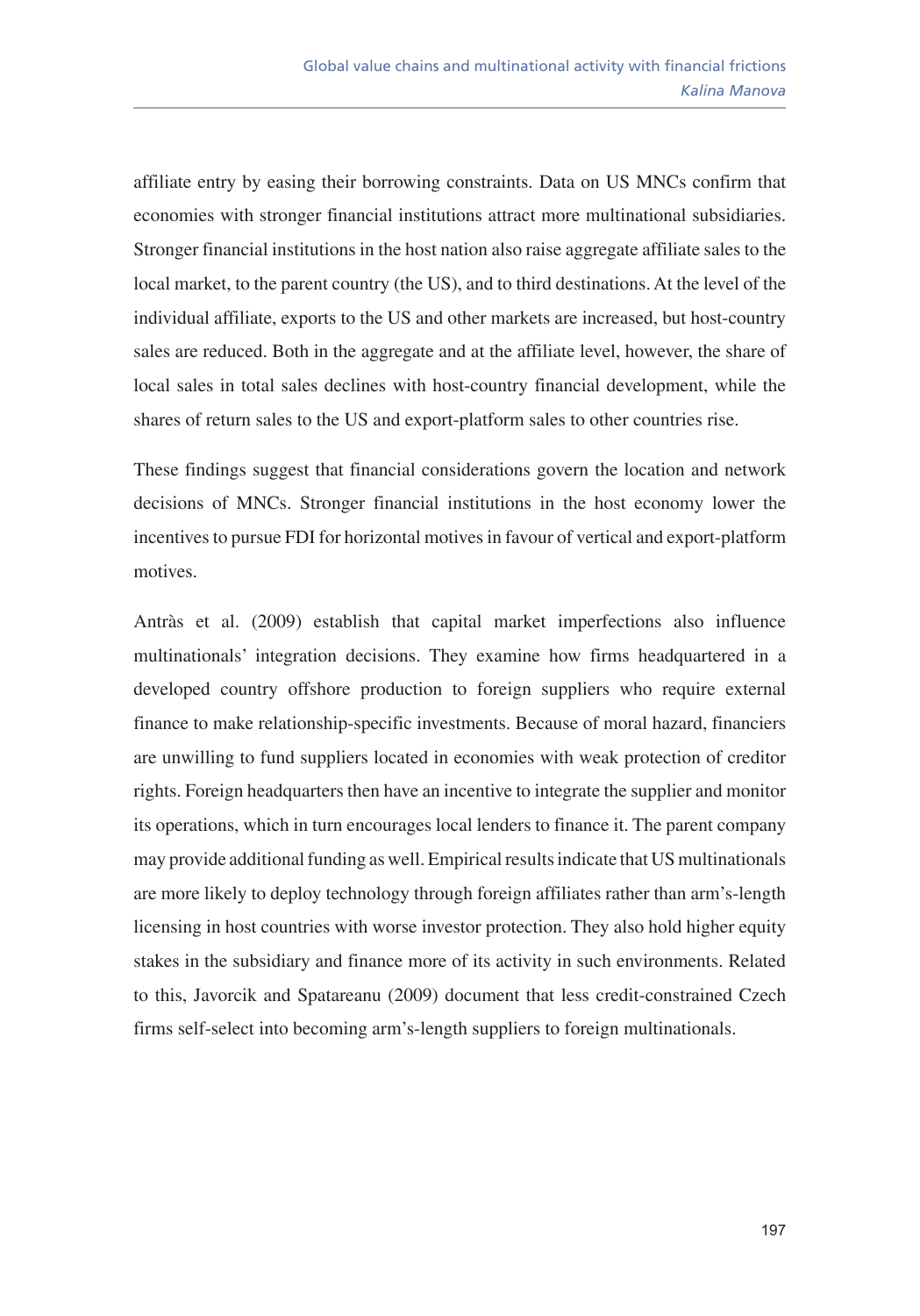affiliate entry by easing their borrowing constraints. Data on US MNCs confirm that economies with stronger financial institutions attract more multinational subsidiaries. Stronger financial institutions in the host nation also raise aggregate affiliate sales to the local market, to the parent country (the US), and to third destinations. At the level of the individual affiliate, exports to the US and other markets are increased, but host-country sales are reduced. Both in the aggregate and at the affiliate level, however, the share of local sales in total sales declines with host-country financial development, while the shares of return sales to the US and export-platform sales to other countries rise.

These findings suggest that financial considerations govern the location and network decisions of MNCs. Stronger financial institutions in the host economy lower the incentives to pursue FDI for horizontal motives in favour of vertical and export-platform motives.

Antràs et al. (2009) establish that capital market imperfections also influence multinationals' integration decisions. They examine how firms headquartered in a developed country offshore production to foreign suppliers who require external finance to make relationship-specific investments. Because of moral hazard, financiers are unwilling to fund suppliers located in economies with weak protection of creditor rights. Foreign headquarters then have an incentive to integrate the supplier and monitor its operations, which in turn encourages local lenders to finance it. The parent company may provide additional funding as well. Empirical results indicate that US multinationals are more likely to deploy technology through foreign affiliates rather than arm's-length licensing in host countries with worse investor protection. They also hold higher equity stakes in the subsidiary and finance more of its activity in such environments. Related to this, Javorcik and Spatareanu (2009) document that less credit-constrained Czech firms self-select into becoming arm's-length suppliers to foreign multinationals.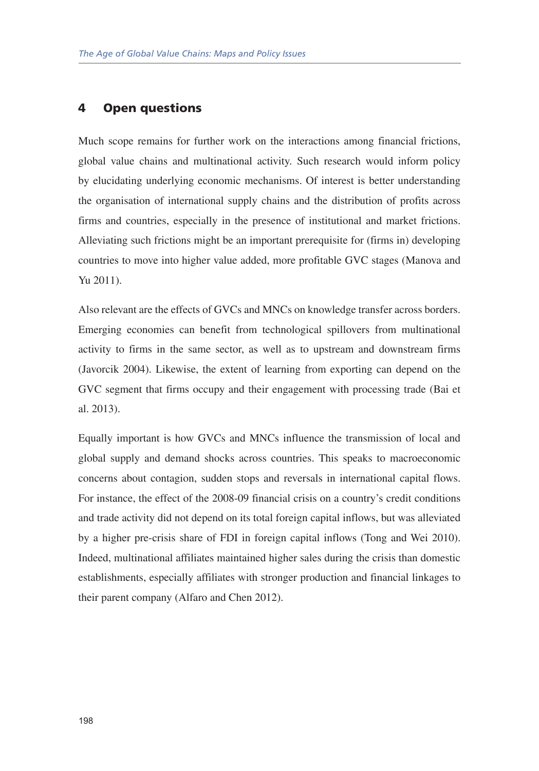## 4 Open questions

Much scope remains for further work on the interactions among financial frictions, global value chains and multinational activity. Such research would inform policy by elucidating underlying economic mechanisms. Of interest is better understanding the organisation of international supply chains and the distribution of profits across firms and countries, especially in the presence of institutional and market frictions. Alleviating such frictions might be an important prerequisite for (firms in) developing countries to move into higher value added, more profitable GVC stages (Manova and Yu 2011).

Also relevant are the effects of GVCs and MNCs on knowledge transfer across borders. Emerging economies can benefit from technological spillovers from multinational activity to firms in the same sector, as well as to upstream and downstream firms (Javorcik 2004). Likewise, the extent of learning from exporting can depend on the GVC segment that firms occupy and their engagement with processing trade (Bai et al. 2013).

Equally important is how GVCs and MNCs influence the transmission of local and global supply and demand shocks across countries. This speaks to macroeconomic concerns about contagion, sudden stops and reversals in international capital flows. For instance, the effect of the 2008-09 financial crisis on a country's credit conditions and trade activity did not depend on its total foreign capital inflows, but was alleviated by a higher pre-crisis share of FDI in foreign capital inflows (Tong and Wei 2010). Indeed, multinational affiliates maintained higher sales during the crisis than domestic establishments, especially affiliates with stronger production and financial linkages to their parent company (Alfaro and Chen 2012).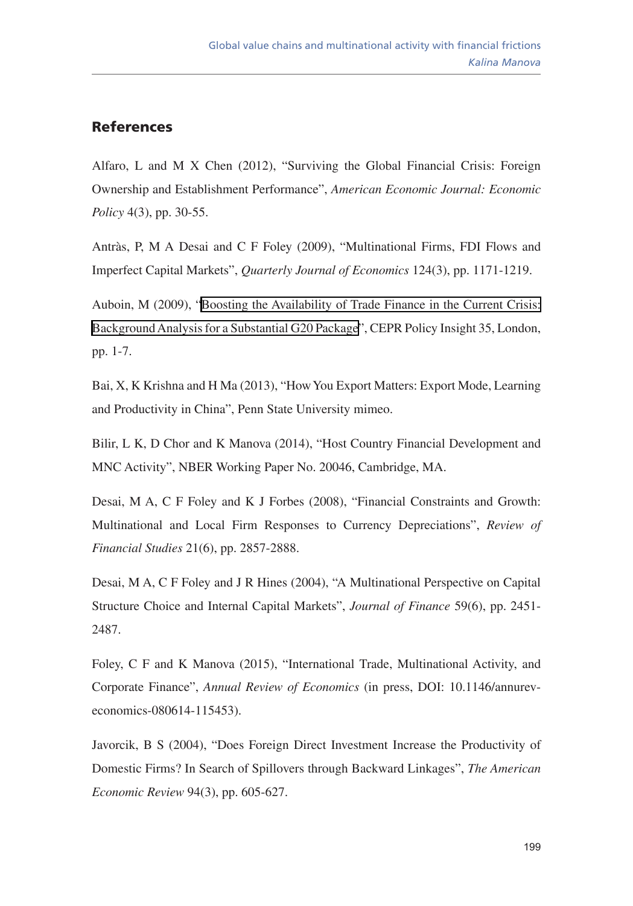## References

Alfaro, L and M X Chen (2012), "Surviving the Global Financial Crisis: Foreign Ownership and Establishment Performance", *American Economic Journal: Economic Policy* 4(3), pp. 30-55.

Antràs, P, M A Desai and C F Foley (2009), "Multinational Firms, FDI Flows and Imperfect Capital Markets", *Quarterly Journal of Economics* 124(3), pp. 1171-1219.

Auboin, M (2009), "Boosting the Availability of Trade Finance in the Current Crisis: Background Analysis for a Substantial G20 Package", CEPR Policy Insight 35, London, pp. 1-7.

Bai, X, K Krishna and H Ma (2013), "How You Export Matters: Export Mode, Learning and Productivity in China", Penn State University mimeo.

Bilir, L K, D Chor and K Manova (2014), "Host Country Financial Development and MNC Activity", NBER Working Paper No. 20046, Cambridge, MA.

Desai, M A, C F Foley and K J Forbes (2008), "Financial Constraints and Growth: Multinational and Local Firm Responses to Currency Depreciations", *Review of Financial Studies* 21(6), pp. 2857-2888.

Desai, M A, C F Foley and J R Hines (2004), "A Multinational Perspective on Capital Structure Choice and Internal Capital Markets", *Journal of Finance* 59(6), pp. 2451-2487.

Foley, C F and K Manova (2015), "International Trade, Multinational Activity, and Corporate Finance", *Annual Review of Economics* (in press, DOI: 10.1146/annurev-economics-080614-115453).

Javorcik, B S (2004), "Does Foreign Direct Investment Increase the Productivity of Domestic Firms? In Search of Spillovers through Backward Linkages", *The American Economic Review* 94(3), pp. 605-627.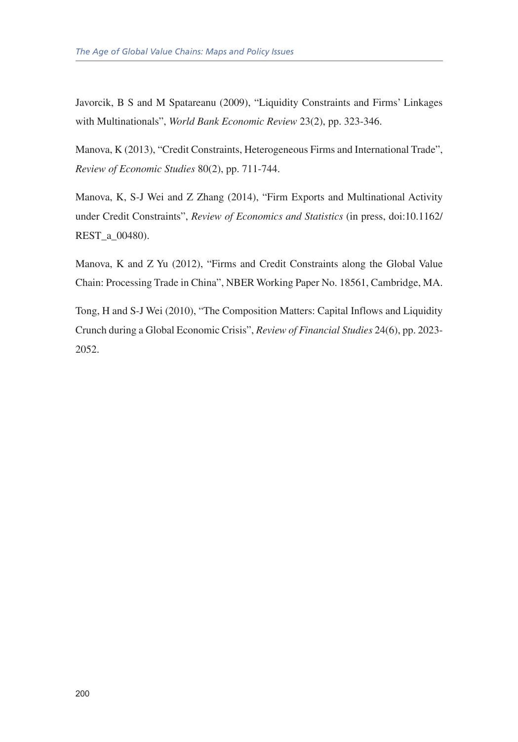Javorcik, B S and M Spatareanu (2009), "Liquidity Constraints and Firms' Linkages with Multinationals", *World Bank Economic Review* 23(2), pp. 323-346.

Manova, K (2013), "Credit Constraints, Heterogeneous Firms and International Trade", *Review of Economic Studies* 80(2), pp. 711-744.

Manova, K, S-J Wei and Z Zhang (2014), "Firm Exports and Multinational Activity under Credit Constraints", *Review of Economics and Statistics* (in press, doi:10.1162/REST_a_00480).

Manova, K and Z Yu (2012), "Firms and Credit Constraints along the Global Value Chain: Processing Trade in China", NBER Working Paper No. 18561, Cambridge, MA.

Tong, H and S-J Wei (2010), "The Composition Matters: Capital Inflows and Liquidity Crunch during a Global Economic Crisis", *Review of Financial Studies* 24(6), pp. 2023-2052.